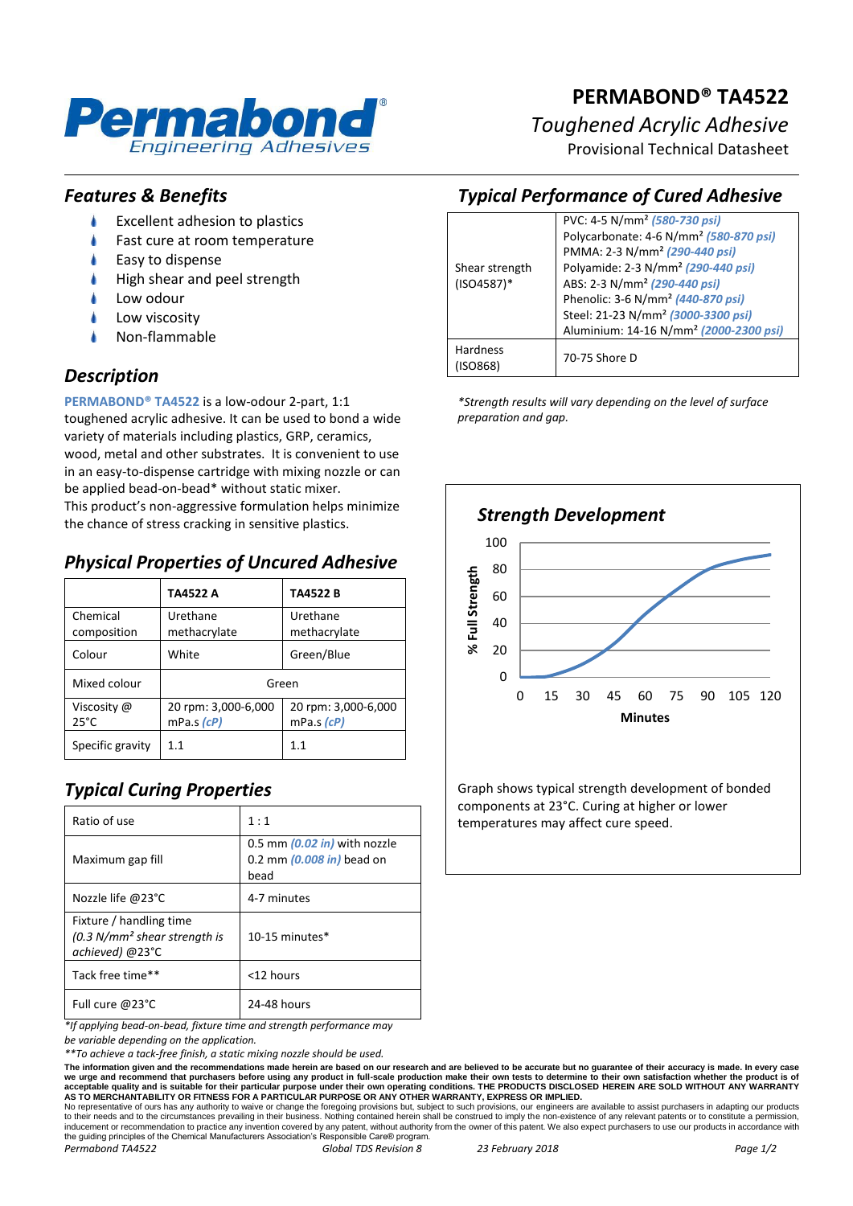# PERMABOND® TA4522

*Toughened Acrylic Adhesive*

Provisional Technical Datasheet

## *Features & Benefits*

- Excellent adhesion to plastics
- Fast cure at room temperature
- Easy to dispense
- High shear and peel strength
- Low odour
- Low viscosity
- Non-flammable

## *Description*

**PERMABOND® TA4522** is a low-odour 2-part, 1:1 toughened acrylic adhesive. It can be used to bond a wide variety of materials including plastics, GRP, ceramics, wood, metal and other substrates. It is convenient to use in an easy-to-dispense cartridge with mixing nozzle or can be applied bead-on-bead* without static mixer.
This product's non-aggressive formulation helps minimize the chance of stress cracking in sensitive plastics.

## *Physical Properties of Uncured Adhesive*

| | TA4522 A | TA4522 B |
|---|---|---|
| Chemical composition | Urethane methacrylate | Urethane methacrylate |
| Colour | White | Green/Blue |
| Mixed colour | Green | |
| Viscosity @ 25°C | 20 rpm: 3,000-6,000 mPa.s *(cP)* | 20 rpm: 3,000-6,000 mPa.s *(cP)* |
| Specific gravity | 1.1 | 1.1 |

## *Typical Curing Properties*

| | |
|---|---|
| Ratio of use | 1 : 1 |
| Maximum gap fill | 0.5 mm *(0.02 in)* with nozzle<br>0.2 mm *(0.008 in)* bead on bead |
| Nozzle life @23°C | 4-7 minutes |
| Fixture / handling time *(0.3 N/mm² shear strength is achieved)* @23°C | 10-15 minutes* |
| Tack free time** | <12 hours |
| Full cure @23°C | 24-48 hours |

*\*If applying bead-on-bead, fixture time and strength performance may be variable depending on the application.*

*\*\*To achieve a tack-free finish, a static mixing nozzle should be used.*

## *Typical Performance of Cured Adhesive*

| | |
|---|---|
| Shear strength (ISO4587)* | PVC: 4-5 N/mm² *(580-730 psi)*<br>Polycarbonate: 4-6 N/mm² *(580-870 psi)*<br>PMMA: 2-3 N/mm² *(290-440 psi)*<br>Polyamide: 2-3 N/mm² *(290-440 psi)*<br>ABS: 2-3 N/mm² *(290-440 psi)*<br>Phenolic: 3-6 N/mm² *(440-870 psi)*<br>Steel: 21-23 N/mm² *(3000-3300 psi)*<br>Aluminium: 14-16 N/mm² *(2000-2300 psi)* |
| Hardness (ISO868) | 70-75 Shore D |

*\*Strength results will vary depending on the level of surface preparation and gap.*

## *Strength Development*

Graph shows typical strength development of bonded components at 23°C. Curing at higher or lower temperatures may affect cure speed.

**The information given and the recommendations made herein are based on our research and are believed to be accurate but no guarantee of their accuracy is made. In every case we urge and recommend that purchasers before using any product in full-scale production make their own tests to determine to their own satisfaction whether the product is of acceptable quality and is suitable for their particular purpose under their own operating conditions. THE PRODUCTS DISCLOSED HEREIN ARE SOLD WITHOUT ANY WARRANTY AS TO MERCHANTABILITY OR FITNESS FOR A PARTICULAR PURPOSE OR ANY OTHER WARRANTY, EXPRESS OR IMPLIED.**

No representative of ours has any authority to waive or change the foregoing provisions but, subject to such provisions, our engineers are available to assist purchasers in adapting our products to their needs and to the circumstances prevailing in their business. Nothing contained herein shall be construed to imply the non-existence of any relevant patents or to constitute a permission, inducement or recommendation to practice any invention covered by any patent, without authority from the owner of this patent. We also expect purchasers to use our products in accordance with the guiding principles of the Chemical Manufacturers Association's Responsible Care® program.

*Permabond TA4522* *Global TDS Revision 8* *23 February 2018*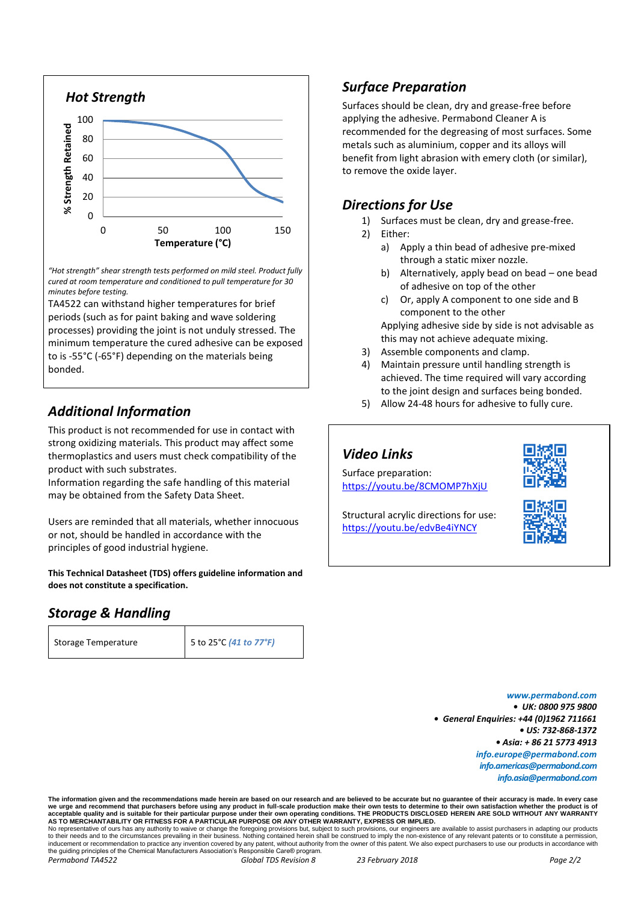## Hot Strength

% Strength Retained

100
80
60
40
20
0

0
50
100
150

Temperature (°C)

*"Hot strength" shear strength tests performed on mild steel. Product fully cured at room temperature and conditioned to pull temperature for 30 minutes before testing.*

TA4522 can withstand higher temperatures for brief periods (such as for paint baking and wave soldering processes) providing the joint is not unduly stressed. The minimum temperature the cured adhesive can be exposed to is -55°C (-65°F) depending on the materials being bonded.

## Additional Information

This product is not recommended for use in contact with strong oxidizing materials. This product may affect some thermoplastics and users must check compatibility of the product with such substrates.
Information regarding the safe handling of this material may be obtained from the Safety Data Sheet.

Users are reminded that all materials, whether innocuous or not, should be handled in accordance with the principles of good industrial hygiene.

**This Technical Datasheet (TDS) offers guideline information and does not constitute a specification.**

## Storage & Handling

| | |
|---|---|
| Storage Temperature | 5 to 25°C *(41 to 77°F)* |

## Surface Preparation

Surfaces should be clean, dry and grease-free before applying the adhesive. Permabond Cleaner A is recommended for the degreasing of most surfaces. Some metals such as aluminium, copper and its alloys will benefit from light abrasion with emery cloth (or similar), to remove the oxide layer.

## Directions for Use

1) Surfaces must be clean, dry and grease-free.
2) Either:
   a) Apply a thin bead of adhesive pre-mixed through a static mixer nozzle.
   b) Alternatively, apply bead on bead – one bead of adhesive on top of the other
   c) Or, apply A component to one side and B component to the other

   Applying adhesive side by side is not advisable as this may not achieve adequate mixing.
3) Assemble components and clamp.
4) Maintain pressure until handling strength is achieved. The time required will vary according to the joint design and surfaces being bonded.
5) Allow 24-48 hours for adhesive to fully cure.

## Video Links

Surface preparation:
https://youtu.be/8CMOMP7hXjU

Structural acrylic directions for use:
https://youtu.be/edvBe4iYNCY

***www.permabond.com***
***• UK: 0800 975 9800***
***• General Enquiries: +44 (0)1962 711661***
***• US: 732-868-1372***
***• Asia: + 86 21 5773 4913***
***info.europe@permabond.com***
***info.americas@permabond.com***
***info.asia@permabond.com***

**The information given and the recommendations made herein are based on our research and are believed to be accurate but no guarantee of their accuracy is made. In every case we urge and recommend that purchasers before using any product in full-scale production make their own tests to determine to their own satisfaction whether the product is of acceptable quality and is suitable for their particular purpose under their own operating conditions. THE PRODUCTS DISCLOSED HEREIN ARE SOLD WITHOUT ANY WARRANTY AS TO MERCHANTABILITY OR FITNESS FOR A PARTICULAR PURPOSE OR ANY OTHER WARRANTY, EXPRESS OR IMPLIED.**
No representative of ours has any authority to waive or change the foregoing provisions but, subject to such provisions, our engineers are available to assist purchasers in adapting our products to their needs and to the circumstances prevailing in their business. Nothing contained herein shall be construed to imply the non-existence of any relevant patents or to constitute a permission, inducement or recommendation to practice any invention covered by any patent, without authority from the owner of this patent. We also expect purchasers to use our products in accordance with the guiding principles of the Chemical Manufacturers Association's Responsible Care® program.

*Permabond TA4522* *Global TDS Revision 8* *23 February 2018*